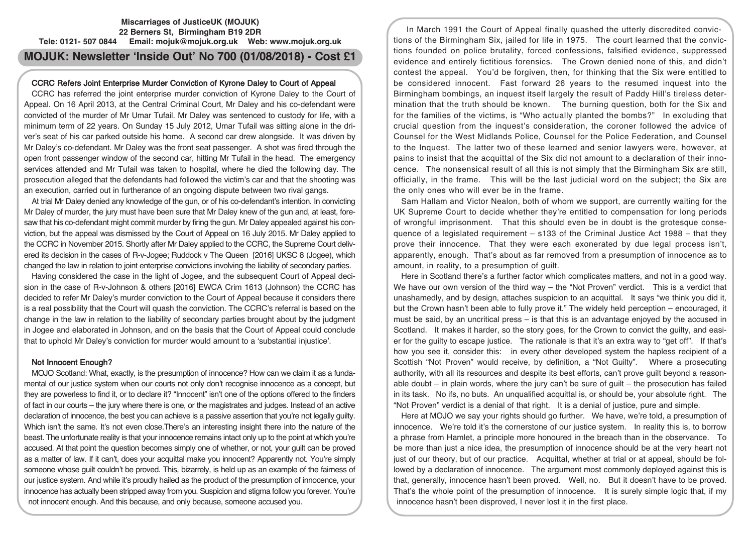**Miscarriages of JusticeUK (MOJUK)**
**22 Berners St, Birmingham B19 2DR**
**Tele: 0121- 507 0844 Email: mojuk@mojuk.org.uk Web: www.mojuk.org.uk**

# MOJUK: Newsletter 'Inside Out' No 700 (01/08/2018) - Cost £1

## CCRC Refers Joint Enterprise Murder Conviction of Kyrone Daley to Court of Appeal

CCRC has referred the joint enterprise murder conviction of Kyrone Daley to the Court of Appeal. On 16 April 2013, at the Central Criminal Court, Mr Daley and his co-defendant were convicted of the murder of Mr Umar Tufail. Mr Daley was sentenced to custody for life, with a minimum term of 22 years. On Sunday 15 July 2012, Umar Tufail was sitting alone in the driver's seat of his car parked outside his home. A second car drew alongside. It was driven by Mr Daley's co-defendant. Mr Daley was the front seat passenger. A shot was fired through the open front passenger window of the second car, hitting Mr Tufail in the head. The emergency services attended and Mr Tufail was taken to hospital, where he died the following day. The prosecution alleged that the defendants had followed the victim's car and that the shooting was an execution, carried out in furtherance of an ongoing dispute between two rival gangs.

At trial Mr Daley denied any knowledge of the gun, or of his co-defendant's intention. In convicting Mr Daley of murder, the jury must have been sure that Mr Daley knew of the gun and, at least, foresaw that his co-defendant might commit murder by firing the gun. Mr Daley appealed against his conviction, but the appeal was dismissed by the Court of Appeal on 16 July 2015. Mr Daley applied to the CCRC in November 2015. Shortly after Mr Daley applied to the CCRC, the Supreme Court delivered its decision in the cases of R-v-Jogee; Ruddock v The Queen [2016] UKSC 8 (Jogee), which changed the law in relation to joint enterprise convictions involving the liability of secondary parties.

Having considered the case in the light of Jogee, and the subsequent Court of Appeal decision in the case of R-v-Johnson & others [2016] EWCA Crim 1613 (Johnson) the CCRC has decided to refer Mr Daley's murder conviction to the Court of Appeal because it considers there is a real possibility that the Court will quash the conviction. The CCRC's referral is based on the change in the law in relation to the liability of secondary parties brought about by the judgment in Jogee and elaborated in Johnson, and on the basis that the Court of Appeal could conclude that to uphold Mr Daley's conviction for murder would amount to a 'substantial injustice'.

## Not Innocent Enough?

MOJO Scotland: What, exactly, is the presumption of innocence? How can we claim it as a fundamental of our justice system when our courts not only don't recognise innocence as a concept, but they are powerless to find it, or to declare it? "Innocent" isn't one of the options offered to the finders of fact in our courts – the jury where there is one, or the magistrates and judges. Instead of an active declaration of innocence, the best you can achieve is a passive assertion that you're not legally guilty. Which isn't the same. It's not even close.There's an interesting insight there into the nature of the beast. The unfortunate reality is that your innocence remains intact only up to the point at which you're accused. At that point the question becomes simply one of whether, or not, your guilt can be proved as a matter of law. If it can't, does your acquittal make you innocent? Apparently not. You're simply someone whose guilt couldn't be proved. This, bizarrely, is held up as an example of the fairness of our justice system. And while it's proudly hailed as the product of the presumption of innocence, your innocence has actually been stripped away from you. Suspicion and stigma follow you forever. You're not innocent enough. And this because, and only because, someone accused you.

In March 1991 the Court of Appeal finally quashed the utterly discredited convictions of the Birmingham Six, jailed for life in 1975. The court learned that the convictions founded on police brutality, forced confessions, falsified evidence, suppressed evidence and entirely fictitious forensics. The Crown denied none of this, and didn't contest the appeal. You'd be forgiven, then, for thinking that the Six were entitled to be considered innocent. Fast forward 26 years to the resumed inquest into the Birmingham bombings, an inquest itself largely the result of Paddy Hill's tireless determination that the truth should be known. The burning question, both for the Six and for the families of the victims, is "Who actually planted the bombs?" In excluding that crucial question from the inquest's consideration, the coroner followed the advice of Counsel for the West Midlands Police, Counsel for the Police Federation, and Counsel to the Inquest. The latter two of these learned and senior lawyers were, however, at pains to insist that the acquittal of the Six did not amount to a declaration of their innocence. The nonsensical result of all this is not simply that the Birmingham Six are still, officially, in the frame. This will be the last judicial word on the subject; the Six are the only ones who will ever be in the frame.

Sam Hallam and Victor Nealon, both of whom we support, are currently waiting for the UK Supreme Court to decide whether they're entitled to compensation for long periods of wrongful imprisonment. That this should even be in doubt is the grotesque consequence of a legislated requirement – s133 of the Criminal Justice Act 1988 – that they prove their innocence. That they were each exonerated by due legal process isn't, apparently, enough. That's about as far removed from a presumption of innocence as to amount, in reality, to a presumption of guilt.

Here in Scotland there's a further factor which complicates matters, and not in a good way. We have our own version of the third way – the "Not Proven" verdict. This is a verdict that unashamedly, and by design, attaches suspicion to an acquittal. It says "we think you did it, but the Crown hasn't been able to fully prove it." The widely held perception – encouraged, it must be said, by an uncritical press – is that this is an advantage enjoyed by the accused in Scotland. It makes it harder, so the story goes, for the Crown to convict the guilty, and easier for the guilty to escape justice. The rationale is that it's an extra way to "get off". If that's how you see it, consider this: in every other developed system the hapless recipient of a Scottish "Not Proven" would receive, by definition, a "Not Guilty". Where a prosecuting authority, with all its resources and despite its best efforts, can't prove guilt beyond a reasonable doubt – in plain words, where the jury can't be sure of guilt – the prosecution has failed in its task. No ifs, no buts. An unqualified acquittal is, or should be, your absolute right. The "Not Proven" verdict is a denial of that right. It is a denial of justice, pure and simple.

Here at MOJO we say your rights should go further. We have, we're told, a presumption of innocence. We're told it's the cornerstone of our justice system. In reality this is, to borrow a phrase from Hamlet, a principle more honoured in the breach than in the observance. To be more than just a nice idea, the presumption of innocence should be at the very heart not just of our theory, but of our practice. Acquittal, whether at trial or at appeal, should be followed by a declaration of innocence. The argument most commonly deployed against this is that, generally, innocence hasn't been proved. Well, no. But it doesn't have to be proved. That's the whole point of the presumption of innocence. It is surely simple logic that, if my innocence hasn't been disproved, I never lost it in the first place.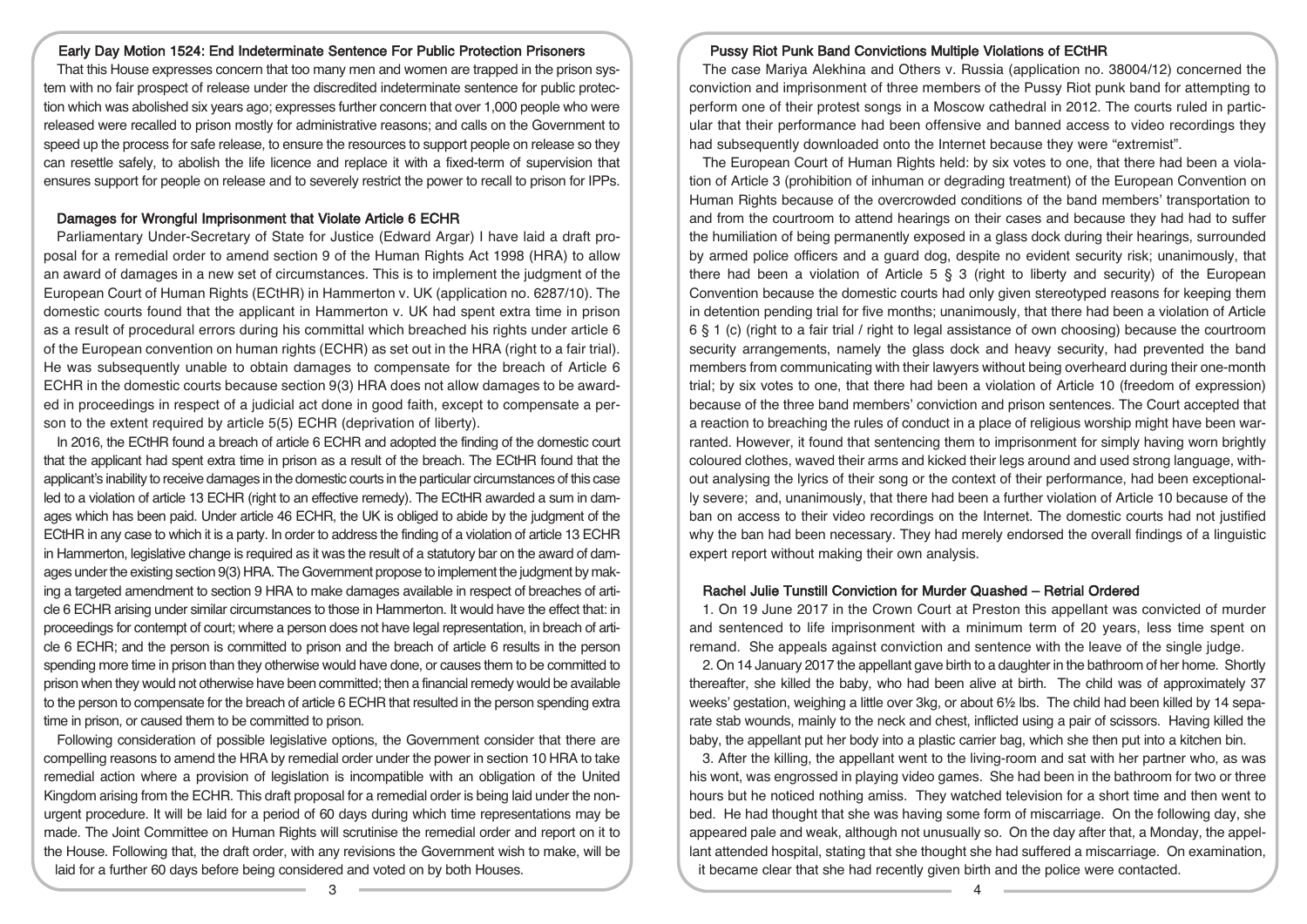## Early Day Motion 1524: End Indeterminate Sentence For Public Protection Prisoners

That this House expresses concern that too many men and women are trapped in the prison system with no fair prospect of release under the discredited indeterminate sentence for public protection which was abolished six years ago; expresses further concern that over 1,000 people who were released were recalled to prison mostly for administrative reasons; and calls on the Government to speed up the process for safe release, to ensure the resources to support people on release so they can resettle safely, to abolish the life licence and replace it with a fixed-term of supervision that ensures support for people on release and to severely restrict the power to recall to prison for IPPs.

## Damages for Wrongful Imprisonment that Violate Article 6 ECHR

Parliamentary Under-Secretary of State for Justice (Edward Argar) I have laid a draft proposal for a remedial order to amend section 9 of the Human Rights Act 1998 (HRA) to allow an award of damages in a new set of circumstances. This is to implement the judgment of the European Court of Human Rights (ECtHR) in Hammerton v. UK (application no. 6287/10). The domestic courts found that the applicant in Hammerton v. UK had spent extra time in prison as a result of procedural errors during his committal which breached his rights under article 6 of the European convention on human rights (ECHR) as set out in the HRA (right to a fair trial). He was subsequently unable to obtain damages to compensate for the breach of Article 6 ECHR in the domestic courts because section 9(3) HRA does not allow damages to be awarded in proceedings in respect of a judicial act done in good faith, except to compensate a person to the extent required by article 5(5) ECHR (deprivation of liberty).

In 2016, the ECtHR found a breach of article 6 ECHR and adopted the finding of the domestic court that the applicant had spent extra time in prison as a result of the breach. The ECtHR found that the applicant's inability to receive damages in the domestic courts in the particular circumstances of this case led to a violation of article 13 ECHR (right to an effective remedy). The ECtHR awarded a sum in damages which has been paid. Under article 46 ECHR, the UK is obliged to abide by the judgment of the ECtHR in any case to which it is a party. In order to address the finding of a violation of article 13 ECHR in Hammerton, legislative change is required as it was the result of a statutory bar on the award of damages under the existing section 9(3) HRA. The Government propose to implement the judgment by making a targeted amendment to section 9 HRA to make damages available in respect of breaches of article 6 ECHR arising under similar circumstances to those in Hammerton. It would have the effect that: in proceedings for contempt of court; where a person does not have legal representation, in breach of article 6 ECHR; and the person is committed to prison and the breach of article 6 results in the person spending more time in prison than they otherwise would have done, or causes them to be committed to prison when they would not otherwise have been committed; then a financial remedy would be available to the person to compensate for the breach of article 6 ECHR that resulted in the person spending extra time in prison, or caused them to be committed to prison.

Following consideration of possible legislative options, the Government consider that there are compelling reasons to amend the HRA by remedial order under the power in section 10 HRA to take remedial action where a provision of legislation is incompatible with an obligation of the United Kingdom arising from the ECHR. This draft proposal for a remedial order is being laid under the non-urgent procedure. It will be laid for a period of 60 days during which time representations may be made. The Joint Committee on Human Rights will scrutinise the remedial order and report on it to the House. Following that, the draft order, with any revisions the Government wish to make, will be laid for a further 60 days before being considered and voted on by both Houses.

## Pussy Riot Punk Band Convictions Multiple Violations of ECtHR

The case Mariya Alekhina and Others v. Russia (application no. 38004/12) concerned the conviction and imprisonment of three members of the Pussy Riot punk band for attempting to perform one of their protest songs in a Moscow cathedral in 2012. The courts ruled in particular that their performance had been offensive and banned access to video recordings they had subsequently downloaded onto the Internet because they were "extremist".

The European Court of Human Rights held: by six votes to one, that there had been a violation of Article 3 (prohibition of inhuman or degrading treatment) of the European Convention on Human Rights because of the overcrowded conditions of the band members' transportation to and from the courtroom to attend hearings on their cases and because they had had to suffer the humiliation of being permanently exposed in a glass dock during their hearings, surrounded by armed police officers and a guard dog, despite no evident security risk; unanimously, that there had been a violation of Article 5 § 3 (right to liberty and security) of the European Convention because the domestic courts had only given stereotyped reasons for keeping them in detention pending trial for five months; unanimously, that there had been a violation of Article 6 § 1 (c) (right to a fair trial / right to legal assistance of own choosing) because the courtroom security arrangements, namely the glass dock and heavy security, had prevented the band members from communicating with their lawyers without being overheard during their one-month trial; by six votes to one, that there had been a violation of Article 10 (freedom of expression) because of the three band members' conviction and prison sentences. The Court accepted that a reaction to breaching the rules of conduct in a place of religious worship might have been warranted. However, it found that sentencing them to imprisonment for simply having worn brightly coloured clothes, waved their arms and kicked their legs around and used strong language, without analysing the lyrics of their song or the context of their performance, had been exceptionally severe; and, unanimously, that there had been a further violation of Article 10 because of the ban on access to their video recordings on the Internet. The domestic courts had not justified why the ban had been necessary. They had merely endorsed the overall findings of a linguistic expert report without making their own analysis.

## Rachel Julie Tunstill Conviction for Murder Quashed – Retrial Ordered

1. On 19 June 2017 in the Crown Court at Preston this appellant was convicted of murder and sentenced to life imprisonment with a minimum term of 20 years, less time spent on remand. She appeals against conviction and sentence with the leave of the single judge.

2. On 14 January 2017 the appellant gave birth to a daughter in the bathroom of her home. Shortly thereafter, she killed the baby, who had been alive at birth. The child was of approximately 37 weeks' gestation, weighing a little over 3kg, or about 6½ lbs. The child had been killed by 14 separate stab wounds, mainly to the neck and chest, inflicted using a pair of scissors. Having killed the baby, the appellant put her body into a plastic carrier bag, which she then put into a kitchen bin.

3. After the killing, the appellant went to the living-room and sat with her partner who, as was his wont, was engrossed in playing video games. She had been in the bathroom for two or three hours but he noticed nothing amiss. They watched television for a short time and then went to bed. He had thought that she was having some form of miscarriage. On the following day, she appeared pale and weak, although not unusually so. On the day after that, a Monday, the appellant attended hospital, stating that she thought she had suffered a miscarriage. On examination, it became clear that she had recently given birth and the police were contacted.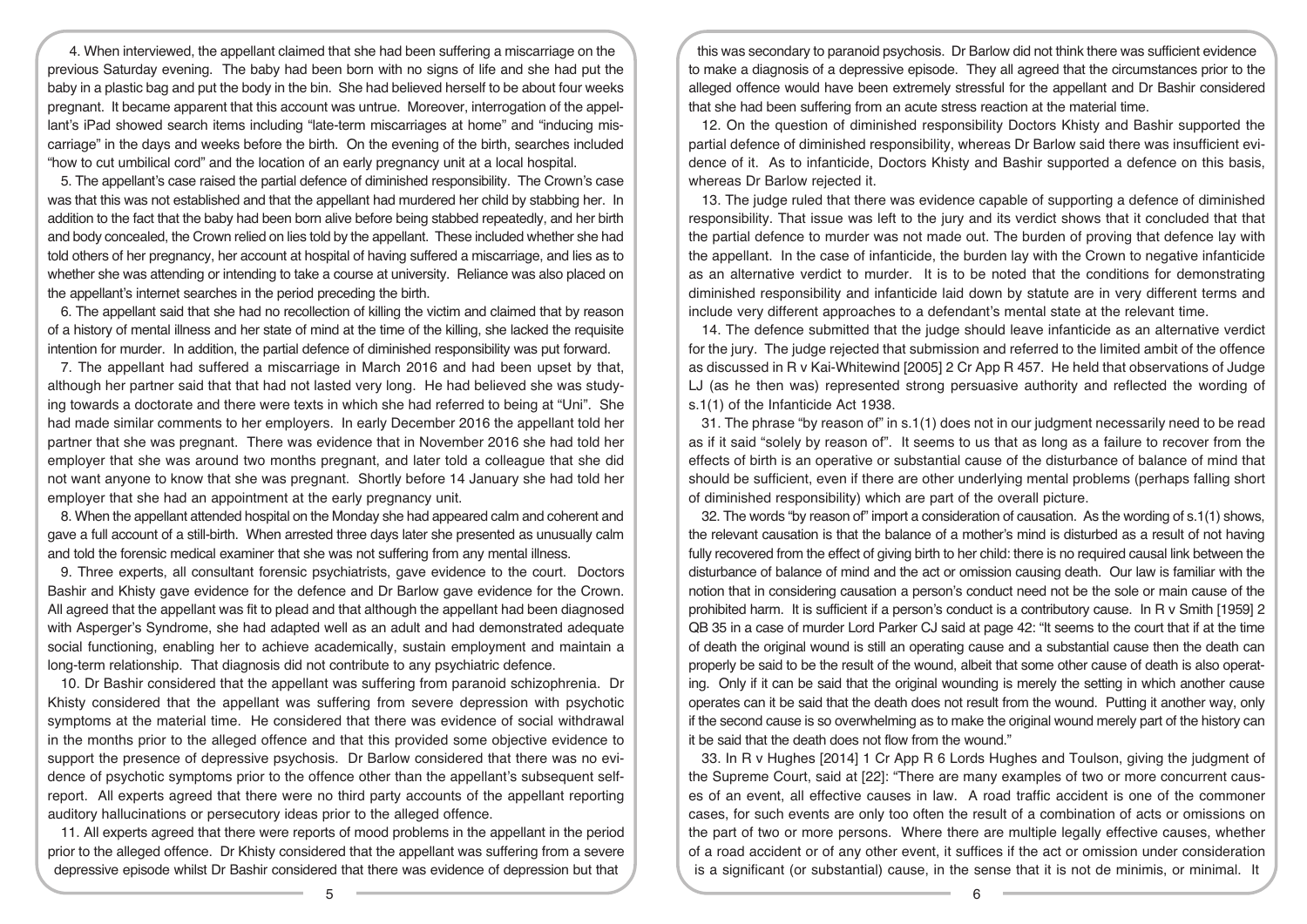4. When interviewed, the appellant claimed that she had been suffering a miscarriage on the previous Saturday evening. The baby had been born with no signs of life and she had put the baby in a plastic bag and put the body in the bin. She had believed herself to be about four weeks pregnant. It became apparent that this account was untrue. Moreover, interrogation of the appellant's iPad showed search items including "late-term miscarriages at home" and "inducing miscarriage" in the days and weeks before the birth. On the evening of the birth, searches included "how to cut umbilical cord" and the location of an early pregnancy unit at a local hospital.

5. The appellant's case raised the partial defence of diminished responsibility. The Crown's case was that this was not established and that the appellant had murdered her child by stabbing her. In addition to the fact that the baby had been born alive before being stabbed repeatedly, and her birth and body concealed, the Crown relied on lies told by the appellant. These included whether she had told others of her pregnancy, her account at hospital of having suffered a miscarriage, and lies as to whether she was attending or intending to take a course at university. Reliance was also placed on the appellant's internet searches in the period preceding the birth.

6. The appellant said that she had no recollection of killing the victim and claimed that by reason of a history of mental illness and her state of mind at the time of the killing, she lacked the requisite intention for murder. In addition, the partial defence of diminished responsibility was put forward.

7. The appellant had suffered a miscarriage in March 2016 and had been upset by that, although her partner said that that had not lasted very long. He had believed she was studying towards a doctorate and there were texts in which she had referred to being at "Uni". She had made similar comments to her employers. In early December 2016 the appellant told her partner that she was pregnant. There was evidence that in November 2016 she had told her employer that she was around two months pregnant, and later told a colleague that she did not want anyone to know that she was pregnant. Shortly before 14 January she had told her employer that she had an appointment at the early pregnancy unit.

8. When the appellant attended hospital on the Monday she had appeared calm and coherent and gave a full account of a still-birth. When arrested three days later she presented as unusually calm and told the forensic medical examiner that she was not suffering from any mental illness.

9. Three experts, all consultant forensic psychiatrists, gave evidence to the court. Doctors Bashir and Khisty gave evidence for the defence and Dr Barlow gave evidence for the Crown. All agreed that the appellant was fit to plead and that although the appellant had been diagnosed with Asperger's Syndrome, she had adapted well as an adult and had demonstrated adequate social functioning, enabling her to achieve academically, sustain employment and maintain a long-term relationship. That diagnosis did not contribute to any psychiatric defence.

10. Dr Bashir considered that the appellant was suffering from paranoid schizophrenia. Dr Khisty considered that the appellant was suffering from severe depression with psychotic symptoms at the material time. He considered that there was evidence of social withdrawal in the months prior to the alleged offence and that this provided some objective evidence to support the presence of depressive psychosis. Dr Barlow considered that there was no evidence of psychotic symptoms prior to the offence other than the appellant's subsequent self-report. All experts agreed that there were no third party accounts of the appellant reporting auditory hallucinations or persecutory ideas prior to the alleged offence.

11. All experts agreed that there were reports of mood problems in the appellant in the period prior to the alleged offence. Dr Khisty considered that the appellant was suffering from a severe depressive episode whilst Dr Bashir considered that there was evidence of depression but that this was secondary to paranoid psychosis. Dr Barlow did not think there was sufficient evidence to make a diagnosis of a depressive episode. They all agreed that the circumstances prior to the alleged offence would have been extremely stressful for the appellant and Dr Bashir considered that she had been suffering from an acute stress reaction at the material time.

12. On the question of diminished responsibility Doctors Khisty and Bashir supported the partial defence of diminished responsibility, whereas Dr Barlow said there was insufficient evidence of it. As to infanticide, Doctors Khisty and Bashir supported a defence on this basis, whereas Dr Barlow rejected it.

13. The judge ruled that there was evidence capable of supporting a defence of diminished responsibility. That issue was left to the jury and its verdict shows that it concluded that that the partial defence to murder was not made out. The burden of proving that defence lay with the appellant. In the case of infanticide, the burden lay with the Crown to negative infanticide as an alternative verdict to murder. It is to be noted that the conditions for demonstrating diminished responsibility and infanticide laid down by statute are in very different terms and include very different approaches to a defendant's mental state at the relevant time.

14. The defence submitted that the judge should leave infanticide as an alternative verdict for the jury. The judge rejected that submission and referred to the limited ambit of the offence as discussed in R v Kai-Whitewind [2005] 2 Cr App R 457. He held that observations of Judge LJ (as he then was) represented strong persuasive authority and reflected the wording of s.1(1) of the Infanticide Act 1938.

31. The phrase "by reason of" in s.1(1) does not in our judgment necessarily need to be read as if it said "solely by reason of". It seems to us that as long as a failure to recover from the effects of birth is an operative or substantial cause of the disturbance of balance of mind that should be sufficient, even if there are other underlying mental problems (perhaps falling short of diminished responsibility) which are part of the overall picture.

32. The words "by reason of" import a consideration of causation. As the wording of s.1(1) shows, the relevant causation is that the balance of a mother's mind is disturbed as a result of not having fully recovered from the effect of giving birth to her child: there is no required causal link between the disturbance of balance of mind and the act or omission causing death. Our law is familiar with the notion that in considering causation a person's conduct need not be the sole or main cause of the prohibited harm. It is sufficient if a person's conduct is a contributory cause. In R v Smith [1959] 2 QB 35 in a case of murder Lord Parker CJ said at page 42: "It seems to the court that if at the time of death the original wound is still an operating cause and a substantial cause then the death can properly be said to be the result of the wound, albeit that some other cause of death is also operating. Only if it can be said that the original wounding is merely the setting in which another cause operates can it be said that the death does not result from the wound. Putting it another way, only if the second cause is so overwhelming as to make the original wound merely part of the history can it be said that the death does not flow from the wound."

33. In R v Hughes [2014] 1 Cr App R 6 Lords Hughes and Toulson, giving the judgment of the Supreme Court, said at [22]: "There are many examples of two or more concurrent causes of an event, all effective causes in law. A road traffic accident is one of the commoner cases, for such events are only too often the result of a combination of acts or omissions on the part of two or more persons. Where there are multiple legally effective causes, whether of a road accident or of any other event, it suffices if the act or omission under consideration is a significant (or substantial) cause, in the sense that it is not de minimis, or minimal. It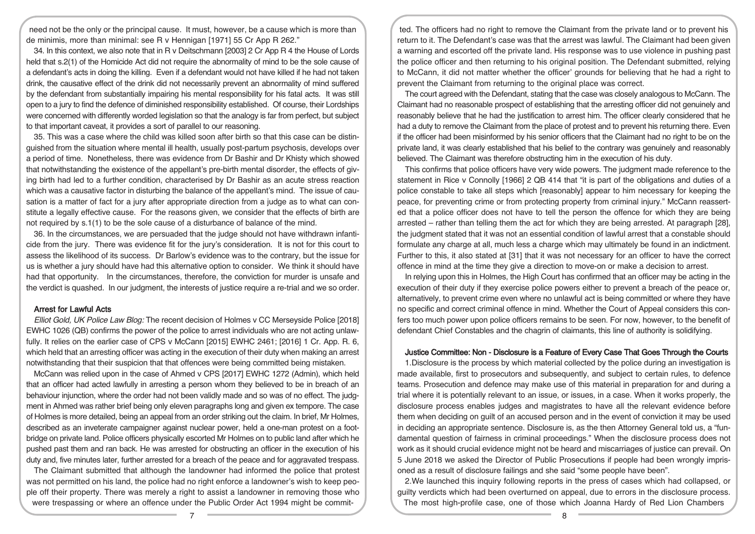need not be the only or the principal cause. It must, however, be a cause which is more than de minimis, more than minimal: see R v Hennigan [1971] 55 Cr App R 262."

34. In this context, we also note that in R v Deitschmann [2003] 2 Cr App R 4 the House of Lords held that s.2(1) of the Homicide Act did not require the abnormality of mind to be the sole cause of a defendant's acts in doing the killing. Even if a defendant would not have killed if he had not taken drink, the causative effect of the drink did not necessarily prevent an abnormality of mind suffered by the defendant from substantially impairing his mental responsibility for his fatal acts. It was still open to a jury to find the defence of diminished responsibility established. Of course, their Lordships were concerned with differently worded legislation so that the analogy is far from perfect, but subject to that important caveat, it provides a sort of parallel to our reasoning.

35. This was a case where the child was killed soon after birth so that this case can be distinguished from the situation where mental ill health, usually post-partum psychosis, develops over a period of time. Nonetheless, there was evidence from Dr Bashir and Dr Khisty which showed that notwithstanding the existence of the appellant's pre-birth mental disorder, the effects of giving birth had led to a further condition, characterised by Dr Bashir as an acute stress reaction which was a causative factor in disturbing the balance of the appellant's mind. The issue of causation is a matter of fact for a jury after appropriate direction from a judge as to what can constitute a legally effective cause. For the reasons given, we consider that the effects of birth are not required by s.1(1) to be the sole cause of a disturbance of balance of the mind.

36. In the circumstances, we are persuaded that the judge should not have withdrawn infanticide from the jury. There was evidence fit for the jury's consideration. It is not for this court to assess the likelihood of its success. Dr Barlow's evidence was to the contrary, but the issue for us is whether a jury should have had this alternative option to consider. We think it should have had that opportunity. In the circumstances, therefore, the conviction for murder is unsafe and the verdict is quashed. In our judgment, the interests of justice require a re-trial and we so order.

## Arrest for Lawful Acts

*Elliot Gold, UK Police Law Blog:* The recent decision of Holmes v CC Merseyside Police [2018] EWHC 1026 (QB) confirms the power of the police to arrest individuals who are not acting unlawfully. It relies on the earlier case of CPS v McCann [2015] EWHC 2461; [2016] 1 Cr. App. R. 6, which held that an arresting officer was acting in the execution of their duty when making an arrest notwithstanding that their suspicion that that offences were being committed being mistaken.

McCann was relied upon in the case of Ahmed v CPS [2017] EWHC 1272 (Admin), which held that an officer had acted lawfully in arresting a person whom they believed to be in breach of an behaviour injunction, where the order had not been validly made and so was of no effect. The judgment in Ahmed was rather brief being only eleven paragraphs long and given ex tempore. The case of Holmes is more detailed, being an appeal from an order striking out the claim. In brief, Mr Holmes, described as an inveterate campaigner against nuclear power, held a one-man protest on a footbridge on private land. Police officers physically escorted Mr Holmes on to public land after which he pushed past them and ran back. He was arrested for obstructing an officer in the execution of his duty and, five minutes later, further arrested for a breach of the peace and for aggravated trespass.

The Claimant submitted that although the landowner had informed the police that protest was not permitted on his land, the police had no right enforce a landowner's wish to keep people off their property. There was merely a right to assist a landowner in removing those who were trespassing or where an offence under the Public Order Act 1994 might be committed. The officers had no right to remove the Claimant from the private land or to prevent his return to it. The Defendant's case was that the arrest was lawful. The Claimant had been given a warning and escorted off the private land. His response was to use violence in pushing past the police officer and then returning to his original position. The Defendant submitted, relying to McCann, it did not matter whether the officer' grounds for believing that he had a right to prevent the Claimant from returning to the original place was correct.

The court agreed with the Defendant, stating that the case was closely analogous to McCann. The Claimant had no reasonable prospect of establishing that the arresting officer did not genuinely and reasonably believe that he had the justification to arrest him. The officer clearly considered that he had a duty to remove the Claimant from the place of protest and to prevent his returning there. Even if the officer had been misinformed by his senior officers that the Claimant had no right to be on the private land, it was clearly established that his belief to the contrary was genuinely and reasonably believed. The Claimant was therefore obstructing him in the execution of his duty.

This confirms that police officers have very wide powers. The judgment made reference to the statement in Rice v Connolly [1966] 2 QB 414 that "it is part of the obligations and duties of a police constable to take all steps which [reasonably] appear to him necessary for keeping the peace, for preventing crime or from protecting property from criminal injury." McCann reasserted that a police officer does not have to tell the person the offence for which they are being arrested – rather than telling them the act for which they are being arrested. At paragraph [28], the judgment stated that it was not an essential condition of lawful arrest that a constable should formulate any charge at all, much less a charge which may ultimately be found in an indictment. Further to this, it also stated at [31] that it was not necessary for an officer to have the correct offence in mind at the time they give a direction to move-on or make a decision to arrest.

In relying upon this in Holmes, the High Court has confirmed that an officer may be acting in the execution of their duty if they exercise police powers either to prevent a breach of the peace or, alternatively, to prevent crime even where no unlawful act is being committed or where they have no specific and correct criminal offence in mind. Whether the Court of Appeal considers this confers too much power upon police officers remains to be seen. For now, however, to the benefit of defendant Chief Constables and the chagrin of claimants, this line of authority is solidifying.

## Justice Committee: Non - Disclosure is a Feature of Every Case That Goes Through the Courts

1.Disclosure is the process by which material collected by the police during an investigation is made available, first to prosecutors and subsequently, and subject to certain rules, to defence teams. Prosecution and defence may make use of this material in preparation for and during a trial where it is potentially relevant to an issue, or issues, in a case. When it works properly, the disclosure process enables judges and magistrates to have all the relevant evidence before them when deciding on guilt of an accused person and in the event of conviction it may be used in deciding an appropriate sentence. Disclosure is, as the then Attorney General told us, a "fundamental question of fairness in criminal proceedings." When the disclosure process does not work as it should crucial evidence might not be heard and miscarriages of justice can prevail. On 5 June 2018 we asked the Director of Public Prosecutions if people had been wrongly imprisoned as a result of disclosure failings and she said "some people have been".

2.We launched this inquiry following reports in the press of cases which had collapsed, or guilty verdicts which had been overturned on appeal, due to errors in the disclosure process. The most high-profile case, one of those which Joanna Hardy of Red Lion Chambers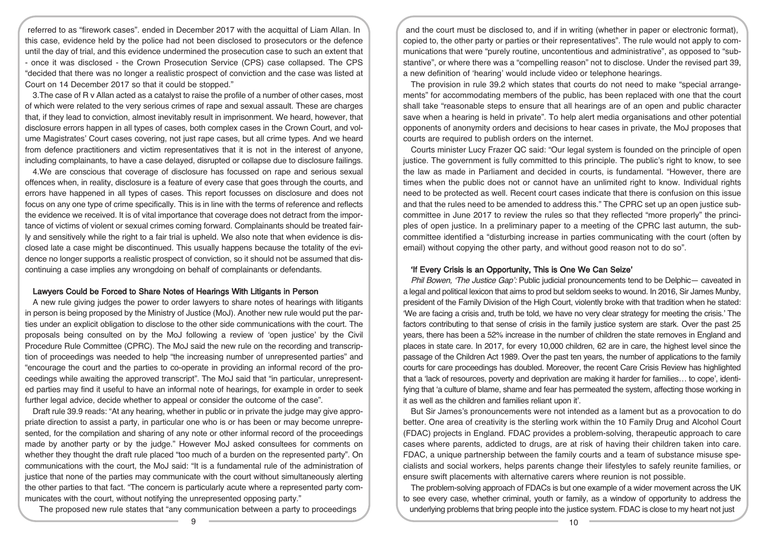referred to as "firework cases". ended in December 2017 with the acquittal of Liam Allan. In this case, evidence held by the police had not been disclosed to prosecutors or the defence until the day of trial, and this evidence undermined the prosecution case to such an extent that - once it was disclosed - the Crown Prosecution Service (CPS) case collapsed. The CPS "decided that there was no longer a realistic prospect of conviction and the case was listed at Court on 14 December 2017 so that it could be stopped."

3.The case of R v Allan acted as a catalyst to raise the profile of a number of other cases, most of which were related to the very serious crimes of rape and sexual assault. These are charges that, if they lead to conviction, almost inevitably result in imprisonment. We heard, however, that disclosure errors happen in all types of cases, both complex cases in the Crown Court, and volume Magistrates' Court cases covering, not just rape cases, but all crime types. And we heard from defence practitioners and victim representatives that it is not in the interest of anyone, including complainants, to have a case delayed, disrupted or collapse due to disclosure failings.

4.We are conscious that coverage of disclosure has focussed on rape and serious sexual offences when, in reality, disclosure is a feature of every case that goes through the courts, and errors have happened in all types of cases. This report focusses on disclosure and does not focus on any one type of crime specifically. This is in line with the terms of reference and reflects the evidence we received. It is of vital importance that coverage does not detract from the importance of victims of violent or sexual crimes coming forward. Complainants should be treated fairly and sensitively while the right to a fair trial is upheld. We also note that when evidence is disclosed late a case might be discontinued. This usually happens because the totality of the evidence no longer supports a realistic prospect of conviction, so it should not be assumed that discontinuing a case implies any wrongdoing on behalf of complainants or defendants.

## Lawyers Could be Forced to Share Notes of Hearings With Litigants in Person

A new rule giving judges the power to order lawyers to share notes of hearings with litigants in person is being proposed by the Ministry of Justice (MoJ). Another new rule would put the parties under an explicit obligation to disclose to the other side communications with the court. The proposals being consulted on by the MoJ following a review of 'open justice' by the Civil Procedure Rule Committee (CPRC). The MoJ said the new rule on the recording and transcription of proceedings was needed to help "the increasing number of unrepresented parties" and "encourage the court and the parties to co-operate in providing an informal record of the proceedings while awaiting the approved transcript". The MoJ said that "in particular, unrepresented parties may find it useful to have an informal note of hearings, for example in order to seek further legal advice, decide whether to appeal or consider the outcome of the case".

Draft rule 39.9 reads: "At any hearing, whether in public or in private the judge may give appropriate direction to assist a party, in particular one who is or has been or may become unrepresented, for the compilation and sharing of any note or other informal record of the proceedings made by another party or by the judge." However MoJ asked consultees for comments on whether they thought the draft rule placed "too much of a burden on the represented party". On communications with the court, the MoJ said: "It is a fundamental rule of the administration of justice that none of the parties may communicate with the court without simultaneously alerting the other parties to that fact. "The concern is particularly acute where a represented party communicates with the court, without notifying the unrepresented opposing party."

The proposed new rule states that "any communication between a party to proceedings and the court must be disclosed to, and if in writing (whether in paper or electronic format), copied to, the other party or parties or their representatives". The rule would not apply to communications that were "purely routine, uncontentious and administrative", as opposed to "substantive", or where there was a "compelling reason" not to disclose. Under the revised part 39, a new definition of 'hearing' would include video or telephone hearings.

The provision in rule 39.2 which states that courts do not need to make "special arrangements" for accommodating members of the public, has been replaced with one that the court shall take "reasonable steps to ensure that all hearings are of an open and public character save when a hearing is held in private". To help alert media organisations and other potential opponents of anonymity orders and decisions to hear cases in private, the MoJ proposes that courts are required to publish orders on the internet.

Courts minister Lucy Frazer QC said: "Our legal system is founded on the principle of open justice. The government is fully committed to this principle. The public's right to know, to see the law as made in Parliament and decided in courts, is fundamental. "However, there are times when the public does not or cannot have an unlimited right to know. Individual rights need to be protected as well. Recent court cases indicate that there is confusion on this issue and that the rules need to be amended to address this." The CPRC set up an open justice subcommittee in June 2017 to review the rules so that they reflected "more properly" the principles of open justice. In a preliminary paper to a meeting of the CPRC last autumn, the subcommittee identified a "disturbing increase in parties communicating with the court (often by email) without copying the other party, and without good reason not to do so".

## 'If Every Crisis is an Opportunity, This is One We Can Seize'

*Phil Bowen, 'The Justice Gap':* Public judicial pronouncements tend to be Delphic— caveated in a legal and political lexicon that aims to prod but seldom seeks to wound. In 2016, Sir James Munby, president of the Family Division of the High Court, violently broke with that tradition when he stated: 'We are facing a crisis and, truth be told, we have no very clear strategy for meeting the crisis.' The factors contributing to that sense of crisis in the family justice system are stark. Over the past 25 years, there has been a 52% increase in the number of children the state removes in England and places in state care. In 2017, for every 10,000 children, 62 are in care, the highest level since the passage of the Children Act 1989. Over the past ten years, the number of applications to the family courts for care proceedings has doubled. Moreover, the recent Care Crisis Review has highlighted that a 'lack of resources, poverty and deprivation are making it harder for families… to cope', identifying that 'a culture of blame, shame and fear has permeated the system, affecting those working in it as well as the children and families reliant upon it'.

But Sir James's pronouncements were not intended as a lament but as a provocation to do better. One area of creativity is the sterling work within the 10 Family Drug and Alcohol Court (FDAC) projects in England. FDAC provides a problem-solving, therapeutic approach to care cases where parents, addicted to drugs, are at risk of having their children taken into care. FDAC, a unique partnership between the family courts and a team of substance misuse specialists and social workers, helps parents change their lifestyles to safely reunite families, or ensure swift placements with alternative carers where reunion is not possible.

The problem-solving approach of FDACs is but one example of a wider movement across the UK to see every case, whether criminal, youth or family, as a window of opportunity to address the underlying problems that bring people into the justice system. FDAC is close to my heart not just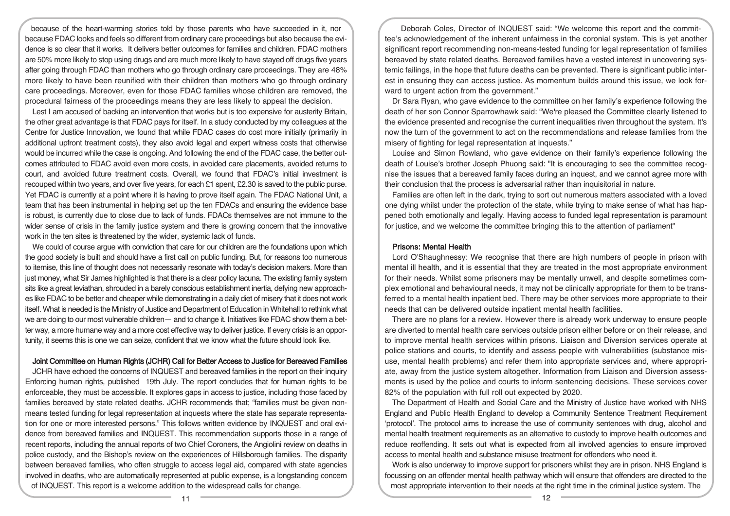because of the heart-warming stories told by those parents who have succeeded in it, nor because FDAC looks and feels so different from ordinary care proceedings but also because the evidence is so clear that it works. It delivers better outcomes for families and children. FDAC mothers are 50% more likely to stop using drugs and are much more likely to have stayed off drugs five years after going through FDAC than mothers who go through ordinary care proceedings. They are 48% more likely to have been reunified with their children than mothers who go through ordinary care proceedings. Moreover, even for those FDAC families whose children are removed, the procedural fairness of the proceedings means they are less likely to appeal the decision.

Lest I am accused of backing an intervention that works but is too expensive for austerity Britain, the other great advantage is that FDAC pays for itself. In a study conducted by my colleagues at the Centre for Justice Innovation, we found that while FDAC cases do cost more initially (primarily in additional upfront treatment costs), they also avoid legal and expert witness costs that otherwise would be incurred while the case is ongoing. And following the end of the FDAC case, the better outcomes attributed to FDAC avoid even more costs, in avoided care placements, avoided returns to court, and avoided future treatment costs. Overall, we found that FDAC's initial investment is recouped within two years, and over five years, for each £1 spent, £2.30 is saved to the public purse. Yet FDAC is currently at a point where it is having to prove itself again. The FDAC National Unit, a team that has been instrumental in helping set up the ten FDACs and ensuring the evidence base is robust, is currently due to close due to lack of funds. FDACs themselves are not immune to the wider sense of crisis in the family justice system and there is growing concern that the innovative work in the ten sites is threatened by the wider, systemic lack of funds.

We could of course argue with conviction that care for our children are the foundations upon which the good society is built and should have a first call on public funding. But, for reasons too numerous to itemise, this line of thought does not necessarily resonate with today's decision makers. More than just money, what Sir James highlighted is that there is a clear policy lacuna. The existing family system sits like a great leviathan, shrouded in a barely conscious establishment inertia, defying new approaches like FDAC to be better and cheaper while demonstrating in a daily diet of misery that it does not work itself. What is needed is the Ministry of Justice and Department of Education in Whitehall to rethink what we are doing to our most vulnerable children— and to change it. Initiatives like FDAC show them a better way, a more humane way and a more cost effective way to deliver justice. If every crisis is an opportunity, it seems this is one we can seize, confident that we know what the future should look like.

### Joint Committee on Human Rights (JCHR) Call for Better Access to Justice for Bereaved Families

JCHR have echoed the concerns of INQUEST and bereaved families in the report on their inquiry Enforcing human rights, published 19th July. The report concludes that for human rights to be enforceable, they must be accessible. It explores gaps in access to justice, including those faced by families bereaved by state related deaths. JCHR recommends that; "families must be given non-means tested funding for legal representation at inquests where the state has separate representation for one or more interested persons." This follows written evidence by INQUEST and oral evidence from bereaved families and INQUEST. This recommendation supports those in a range of recent reports, including the annual reports of two Chief Coroners, the Angiolini review on deaths in police custody, and the Bishop's review on the experiences of Hillsborough families. The disparity between bereaved families, who often struggle to access legal aid, compared with state agencies involved in deaths, who are automatically represented at public expense, is a longstanding concern of INQUEST. This report is a welcome addition to the widespread calls for change.

Deborah Coles, Director of INQUEST said: "We welcome this report and the committee's acknowledgement of the inherent unfairness in the coronial system. This is yet another significant report recommending non-means-tested funding for legal representation of families bereaved by state related deaths. Bereaved families have a vested interest in uncovering systemic failings, in the hope that future deaths can be prevented. There is significant public interest in ensuring they can access justice. As momentum builds around this issue, we look forward to urgent action from the government."

Dr Sara Ryan, who gave evidence to the committee on her family's experience following the death of her son Connor Sparrowhawk said: "We're pleased the Committee clearly listened to the evidence presented and recognise the current inequalities riven throughout the system. It's now the turn of the government to act on the recommendations and release families from the misery of fighting for legal representation at inquests."

Louise and Simon Rowland, who gave evidence on their family's experience following the death of Louise's brother Joseph Phuong said: "It is encouraging to see the committee recognise the issues that a bereaved family faces during an inquest, and we cannot agree more with their conclusion that the process is adversarial rather than inquisitorial in nature.

Families are often left in the dark, trying to sort out numerous matters associated with a loved one dying whilst under the protection of the state, while trying to make sense of what has happened both emotionally and legally. Having access to funded legal representation is paramount for justice, and we welcome the committee bringing this to the attention of parliament"

### Prisons: Mental Health

Lord O'Shaughnessy: We recognise that there are high numbers of people in prison with mental ill health, and it is essential that they are treated in the most appropriate environment for their needs. Whilst some prisoners may be mentally unwell, and despite sometimes complex emotional and behavioural needs, it may not be clinically appropriate for them to be transferred to a mental health inpatient bed. There may be other services more appropriate to their needs that can be delivered outside inpatient mental health facilities.

There are no plans for a review. However there is already work underway to ensure people are diverted to mental health care services outside prison either before or on their release, and to improve mental health services within prisons. Liaison and Diversion services operate at police stations and courts, to identify and assess people with vulnerabilities (substance misuse, mental health problems) and refer them into appropriate services and, where appropriate, away from the justice system altogether. Information from Liaison and Diversion assessments is used by the police and courts to inform sentencing decisions. These services cover 82% of the population with full roll out expected by 2020.

The Department of Health and Social Care and the Ministry of Justice have worked with NHS England and Public Health England to develop a Community Sentence Treatment Requirement 'protocol'. The protocol aims to increase the use of community sentences with drug, alcohol and mental health treatment requirements as an alternative to custody to improve health outcomes and reduce reoffending. It sets out what is expected from all involved agencies to ensure improved access to mental health and substance misuse treatment for offenders who need it.

Work is also underway to improve support for prisoners whilst they are in prison. NHS England is focussing on an offender mental health pathway which will ensure that offenders are directed to the most appropriate intervention to their needs at the right time in the criminal justice system. The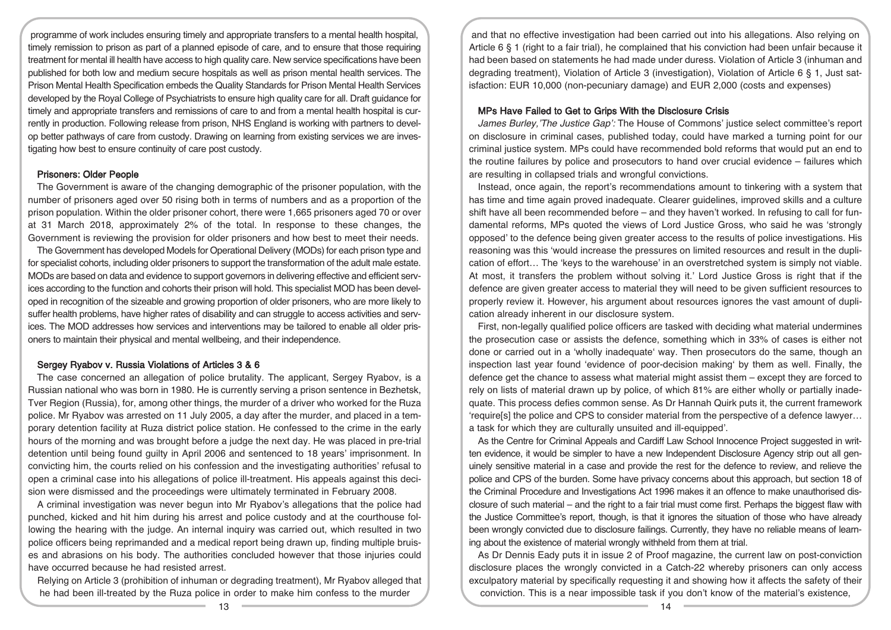programme of work includes ensuring timely and appropriate transfers to a mental health hospital, timely remission to prison as part of a planned episode of care, and to ensure that those requiring treatment for mental ill health have access to high quality care. New service specifications have been published for both low and medium secure hospitals as well as prison mental health services. The Prison Mental Health Specification embeds the Quality Standards for Prison Mental Health Services developed by the Royal College of Psychiatrists to ensure high quality care for all. Draft guidance for timely and appropriate transfers and remissions of care to and from a mental health hospital is currently in production. Following release from prison, NHS England is working with partners to develop better pathways of care from custody. Drawing on learning from existing services we are investigating how best to ensure continuity of care post custody.

### Prisoners: Older People

The Government is aware of the changing demographic of the prisoner population, with the number of prisoners aged over 50 rising both in terms of numbers and as a proportion of the prison population. Within the older prisoner cohort, there were 1,665 prisoners aged 70 or over at 31 March 2018, approximately 2% of the total. In response to these changes, the Government is reviewing the provision for older prisoners and how best to meet their needs.

The Government has developed Models for Operational Delivery (MODs) for each prison type and for specialist cohorts, including older prisoners to support the transformation of the adult male estate. MODs are based on data and evidence to support governors in delivering effective and efficient services according to the function and cohorts their prison will hold. This specialist MOD has been developed in recognition of the sizeable and growing proportion of older prisoners, who are more likely to suffer health problems, have higher rates of disability and can struggle to access activities and services. The MOD addresses how services and interventions may be tailored to enable all older prisoners to maintain their physical and mental wellbeing, and their independence.

### Sergey Ryabov v. Russia Violations of Articles 3 & 6

The case concerned an allegation of police brutality. The applicant, Sergey Ryabov, is a Russian national who was born in 1980. He is currently serving a prison sentence in Bezhetsk, Tver Region (Russia), for, among other things, the murder of a driver who worked for the Ruza police. Mr Ryabov was arrested on 11 July 2005, a day after the murder, and placed in a temporary detention facility at Ruza district police station. He confessed to the crime in the early hours of the morning and was brought before a judge the next day. He was placed in pre-trial detention until being found guilty in April 2006 and sentenced to 18 years' imprisonment. In convicting him, the courts relied on his confession and the investigating authorities' refusal to open a criminal case into his allegations of police ill-treatment. His appeals against this decision were dismissed and the proceedings were ultimately terminated in February 2008.

A criminal investigation was never begun into Mr Ryabov's allegations that the police had punched, kicked and hit him during his arrest and police custody and at the courthouse following the hearing with the judge. An internal inquiry was carried out, which resulted in two police officers being reprimanded and a medical report being drawn up, finding multiple bruises and abrasions on his body. The authorities concluded however that those injuries could have occurred because he had resisted arrest.

Relying on Article 3 (prohibition of inhuman or degrading treatment), Mr Ryabov alleged that he had been ill-treated by the Ruza police in order to make him confess to the murder and that no effective investigation had been carried out into his allegations. Also relying on Article 6 § 1 (right to a fair trial), he complained that his conviction had been unfair because it had been based on statements he had made under duress. Violation of Article 3 (inhuman and degrading treatment), Violation of Article 3 (investigation), Violation of Article 6 § 1, Just satisfaction: EUR 10,000 (non-pecuniary damage) and EUR 2,000 (costs and expenses)

### MPs Have Failed to Get to Grips With the Disclosure Crisis

*James Burley,'The Justice Gap':* The House of Commons' justice select committee's report on disclosure in criminal cases, published today, could have marked a turning point for our criminal justice system. MPs could have recommended bold reforms that would put an end to the routine failures by police and prosecutors to hand over crucial evidence – failures which are resulting in collapsed trials and wrongful convictions.

Instead, once again, the report's recommendations amount to tinkering with a system that has time and time again proved inadequate. Clearer guidelines, improved skills and a culture shift have all been recommended before – and they haven't worked. In refusing to call for fundamental reforms, MPs quoted the views of Lord Justice Gross, who said he was 'strongly opposed' to the defence being given greater access to the results of police investigations. His reasoning was this 'would increase the pressures on limited resources and result in the duplication of effort… The 'keys to the warehouse' in an overstretched system is simply not viable. At most, it transfers the problem without solving it.' Lord Justice Gross is right that if the defence are given greater access to material they will need to be given sufficient resources to properly review it. However, his argument about resources ignores the vast amount of duplication already inherent in our disclosure system.

First, non-legally qualified police officers are tasked with deciding what material undermines the prosecution case or assists the defence, something which in 33% of cases is either not done or carried out in a 'wholly inadequate' way. Then prosecutors do the same, though an inspection last year found 'evidence of poor-decision making' by them as well. Finally, the defence get the chance to assess what material might assist them – except they are forced to rely on lists of material drawn up by police, of which 81% are either wholly or partially inadequate. This process defies common sense. As Dr Hannah Quirk puts it, the current framework 'require[s] the police and CPS to consider material from the perspective of a defence lawyer… a task for which they are culturally unsuited and ill-equipped'.

As the Centre for Criminal Appeals and Cardiff Law School Innocence Project suggested in written evidence, it would be simpler to have a new Independent Disclosure Agency strip out all genuinely sensitive material in a case and provide the rest for the defence to review, and relieve the police and CPS of the burden. Some have privacy concerns about this approach, but section 18 of the Criminal Procedure and Investigations Act 1996 makes it an offence to make unauthorised disclosure of such material – and the right to a fair trial must come first. Perhaps the biggest flaw with the Justice Committee's report, though, is that it ignores the situation of those who have already been wrongly convicted due to disclosure failings. Currently, they have no reliable means of learning about the existence of material wrongly withheld from them at trial.

As Dr Dennis Eady puts it in issue 2 of Proof magazine, the current law on post-conviction disclosure places the wrongly convicted in a Catch-22 whereby prisoners can only access exculpatory material by specifically requesting it and showing how it affects the safety of their conviction. This is a near impossible task if you don't know of the material's existence,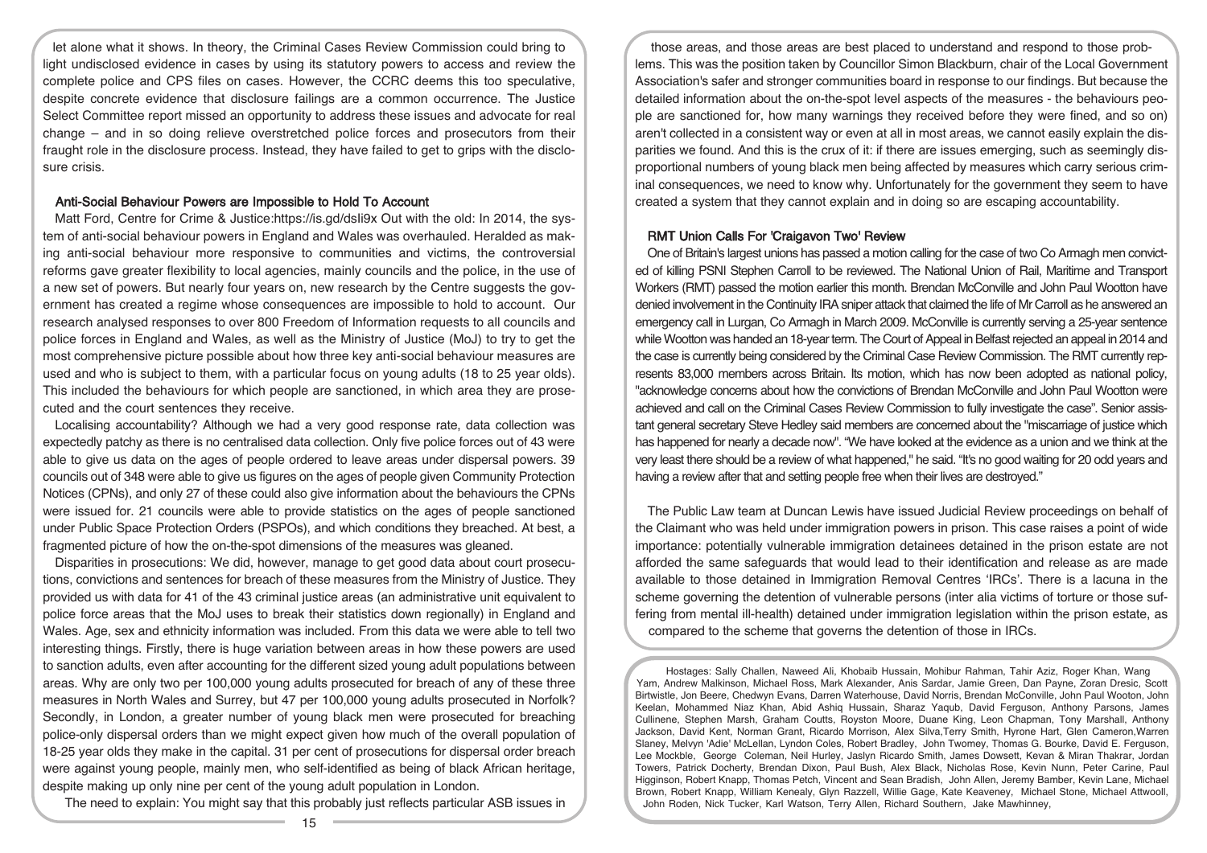let alone what it shows. In theory, the Criminal Cases Review Commission could bring to light undisclosed evidence in cases by using its statutory powers to access and review the complete police and CPS files on cases. However, the CCRC deems this too speculative, despite concrete evidence that disclosure failings are a common occurrence. The Justice Select Committee report missed an opportunity to address these issues and advocate for real change – and in so doing relieve overstretched police forces and prosecutors from their fraught role in the disclosure process. Instead, they have failed to get to grips with the disclosure crisis.

### Anti-Social Behaviour Powers are Impossible to Hold To Account

Matt Ford, Centre for Crime & Justice:https://is.gd/dsIi9x Out with the old: In 2014, the system of anti-social behaviour powers in England and Wales was overhauled. Heralded as making anti-social behaviour more responsive to communities and victims, the controversial reforms gave greater flexibility to local agencies, mainly councils and the police, in the use of a new set of powers. But nearly four years on, new research by the Centre suggests the government has created a regime whose consequences are impossible to hold to account. Our research analysed responses to over 800 Freedom of Information requests to all councils and police forces in England and Wales, as well as the Ministry of Justice (MoJ) to try to get the most comprehensive picture possible about how three key anti-social behaviour measures are used and who is subject to them, with a particular focus on young adults (18 to 25 year olds). This included the behaviours for which people are sanctioned, in which area they are prosecuted and the court sentences they receive.

Localising accountability? Although we had a very good response rate, data collection was expectedly patchy as there is no centralised data collection. Only five police forces out of 43 were able to give us data on the ages of people ordered to leave areas under dispersal powers. 39 councils out of 348 were able to give us figures on the ages of people given Community Protection Notices (CPNs), and only 27 of these could also give information about the behaviours the CPNs were issued for. 21 councils were able to provide statistics on the ages of people sanctioned under Public Space Protection Orders (PSPOs), and which conditions they breached. At best, a fragmented picture of how the on-the-spot dimensions of the measures was gleaned.

Disparities in prosecutions: We did, however, manage to get good data about court prosecutions, convictions and sentences for breach of these measures from the Ministry of Justice. They provided us with data for 41 of the 43 criminal justice areas (an administrative unit equivalent to police force areas that the MoJ uses to break their statistics down regionally) in England and Wales. Age, sex and ethnicity information was included. From this data we were able to tell two interesting things. Firstly, there is huge variation between areas in how these powers are used to sanction adults, even after accounting for the different sized young adult populations between areas. Why are only two per 100,000 young adults prosecuted for breach of any of these three measures in North Wales and Surrey, but 47 per 100,000 young adults prosecuted in Norfolk? Secondly, in London, a greater number of young black men were prosecuted for breaching police-only dispersal orders than we might expect given how much of the overall population of 18-25 year olds they make in the capital. 31 per cent of prosecutions for dispersal order breach were against young people, mainly men, who self-identified as being of black African heritage, despite making up only nine per cent of the young adult population in London.

The need to explain: You might say that this probably just reflects particular ASB issues in those areas, and those areas are best placed to understand and respond to those problems. This was the position taken by Councillor Simon Blackburn, chair of the Local Government Association's safer and stronger communities board in response to our findings. But because the detailed information about the on-the-spot level aspects of the measures - the behaviours people are sanctioned for, how many warnings they received before they were fined, and so on) aren't collected in a consistent way or even at all in most areas, we cannot easily explain the disparities we found. And this is the crux of it: if there are issues emerging, such as seemingly disproportional numbers of young black men being affected by measures which carry serious criminal consequences, we need to know why. Unfortunately for the government they seem to have created a system that they cannot explain and in doing so are escaping accountability.

### RMT Union Calls For 'Craigavon Two' Review

One of Britain's largest unions has passed a motion calling for the case of two Co Armagh men convicted of killing PSNI Stephen Carroll to be reviewed. The National Union of Rail, Maritime and Transport Workers (RMT) passed the motion earlier this month. Brendan McConville and John Paul Wootton have denied involvement in the Continuity IRA sniper attack that claimed the life of Mr Carroll as he answered an emergency call in Lurgan, Co Armagh in March 2009. McConville is currently serving a 25-year sentence while Wootton was handed an 18-year term. The Court of Appeal in Belfast rejected an appeal in 2014 and the case is currently being considered by the Criminal Case Review Commission. The RMT currently represents 83,000 members across Britain. Its motion, which has now been adopted as national policy, "acknowledges concerns about how the convictions of Brendan McConville and John Paul Wootton were achieved and call on the Criminal Cases Review Commission to fully investigate the case". Senior assistant general secretary Steve Hedley said members are concerned about the "miscarriage of justice which has happened for nearly a decade now". "We have looked at the evidence as a union and we think at the very least there should be a review of what happened," he said. "It's no good waiting for 20 odd years and having a review after that and setting people free when their lives are destroyed."

The Public Law team at Duncan Lewis have issued Judicial Review proceedings on behalf of the Claimant who was held under immigration powers in prison. This case raises a point of wide importance: potentially vulnerable immigration detainees detained in the prison estate are not afforded the same safeguards that would lead to their identification and release as are made available to those detained in Immigration Removal Centres 'IRCs'. There is a lacuna in the scheme governing the detention of vulnerable persons (inter alia victims of torture or those suffering from mental ill-health) detained under immigration legislation within the prison estate, as compared to the scheme that governs the detention of those in IRCs.

Hostages: Sally Challen, Naweed Ali, Khobaib Hussain, Mohibur Rahman, Tahir Aziz, Roger Khan, Wang Yam, Andrew Malkinson, Michael Ross, Mark Alexander, Anis Sardar, Jamie Green, Dan Payne, Zoran Dresic, Scott Birtwistle, Jon Beere, Chedwyn Evans, Darren Waterhouse, David Norris, Brendan McConville, John Paul Wooton, John Keelan, Mohammed Niaz Khan, Abid Ashiq Hussain, Sharaz Yaqub, David Ferguson, Anthony Parsons, James Cullinene, Stephen Marsh, Graham Coutts, Royston Moore, Duane King, Leon Chapman, Tony Marshall, Anthony Jackson, David Kent, Norman Grant, Ricardo Morrison, Alex Silva,Terry Smith, Hyrone Hart, Glen Cameron,Warren Slaney, Melvyn 'Adie' McLellan, Lyndon Coles, Robert Bradley, John Twomey, Thomas G. Bourke, David E. Ferguson, Lee Mockble, George Coleman, Neil Hurley, Jaslyn Ricardo Smith, James Dowsett, Kevan & Miran Thakrar, Jordan Towers, Patrick Docherty, Brendan Dixon, Paul Bush, Alex Black, Nicholas Rose, Kevin Nunn, Peter Carine, Paul Higginson, Robert Knapp, Thomas Petch, Vincent and Sean Bradish, John Allen, Jeremy Bamber, Kevin Lane, Michael Brown, Robert Knapp, William Kenealy, Glyn Razzell, Willie Gage, Kate Keaveney, Michael Stone, Michael Attwooll, John Roden, Nick Tucker, Karl Watson, Terry Allen, Richard Southern, Jake Mawhinney,